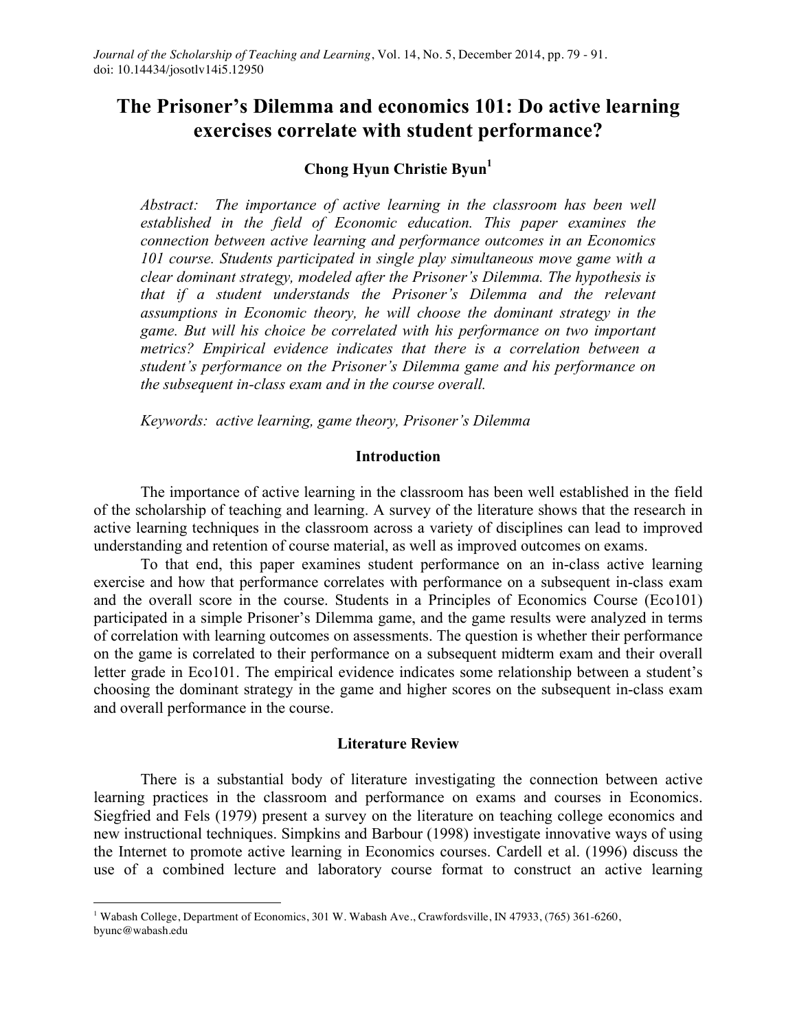# The Prisoner's Dilemma and economics 101: Do active learning exercises correlate with student performance?

**Chong Hyun Christie Byun[1]**

*Abstract: The importance of active learning in the classroom has been well established in the field of Economic education. This paper examines the connection between active learning and performance outcomes in an Economics 101 course. Students participated in single play simultaneous move game with a clear dominant strategy, modeled after the Prisoner's Dilemma. The hypothesis is that if a student understands the Prisoner's Dilemma and the relevant assumptions in Economic theory, he will choose the dominant strategy in the game. But will his choice be correlated with his performance on two important metrics? Empirical evidence indicates that there is a correlation between a student's performance on the Prisoner's Dilemma game and his performance on the subsequent in-class exam and in the course overall.*

*Keywords: active learning, game theory, Prisoner's Dilemma*

## Introduction

The importance of active learning in the classroom has been well established in the field of the scholarship of teaching and learning. A survey of the literature shows that the research in active learning techniques in the classroom across a variety of disciplines can lead to improved understanding and retention of course material, as well as improved outcomes on exams.

To that end, this paper examines student performance on an in-class active learning exercise and how that performance correlates with performance on a subsequent in-class exam and the overall score in the course. Students in a Principles of Economics Course (Eco101) participated in a simple Prisoner's Dilemma game, and the game results were analyzed in terms of correlation with learning outcomes on assessments. The question is whether their performance on the game is correlated to their performance on a subsequent midterm exam and their overall letter grade in Eco101. The empirical evidence indicates some relationship between a student's choosing the dominant strategy in the game and higher scores on the subsequent in-class exam and overall performance in the course.

## Literature Review

There is a substantial body of literature investigating the connection between active learning practices in the classroom and performance on exams and courses in Economics. Siegfried and Fels (1979) present a survey on the literature on teaching college economics and new instructional techniques. Simpkins and Barbour (1998) investigate innovative ways of using the Internet to promote active learning in Economics courses. Cardell et al. (1996) discuss the use of a combined lecture and laboratory course format to construct an active learning

---

[1] Wabash College, Department of Economics, 301 W. Wabash Ave., Crawfordsville, IN 47933, (765) 361-6260, byunc@wabash.edu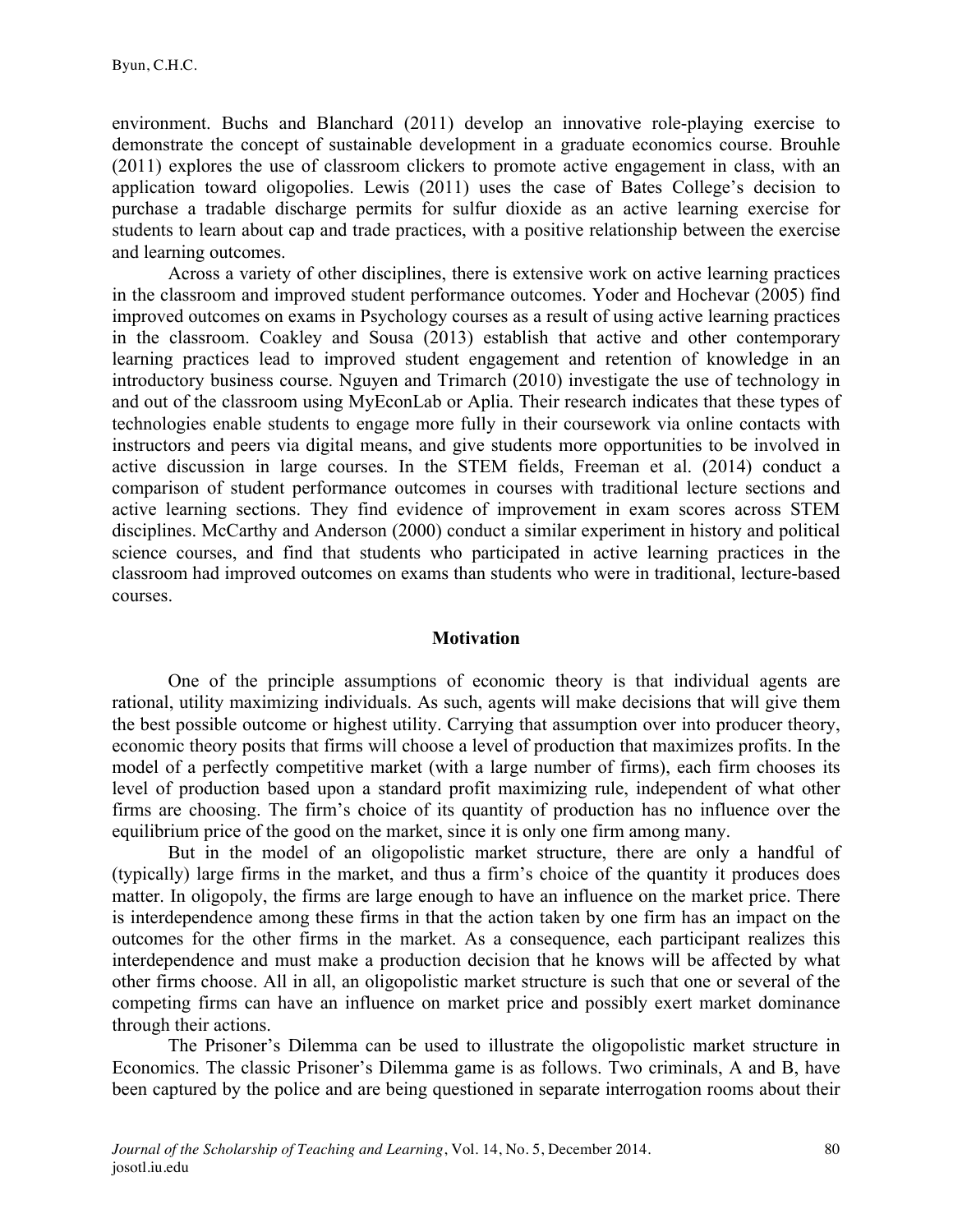environment. Buchs and Blanchard (2011) develop an innovative role-playing exercise to demonstrate the concept of sustainable development in a graduate economics course. Brouhle (2011) explores the use of classroom clickers to promote active engagement in class, with an application toward oligopolies. Lewis (2011) uses the case of Bates College's decision to purchase a tradable discharge permits for sulfur dioxide as an active learning exercise for students to learn about cap and trade practices, with a positive relationship between the exercise and learning outcomes.

Across a variety of other disciplines, there is extensive work on active learning practices in the classroom and improved student performance outcomes. Yoder and Hochevar (2005) find improved outcomes on exams in Psychology courses as a result of using active learning practices in the classroom. Coakley and Sousa (2013) establish that active and other contemporary learning practices lead to improved student engagement and retention of knowledge in an introductory business course. Nguyen and Trimarch (2010) investigate the use of technology in and out of the classroom using MyEconLab or Aplia. Their research indicates that these types of technologies enable students to engage more fully in their coursework via online contacts with instructors and peers via digital means, and give students more opportunities to be involved in active discussion in large courses. In the STEM fields, Freeman et al. (2014) conduct a comparison of student performance outcomes in courses with traditional lecture sections and active learning sections. They find evidence of improvement in exam scores across STEM disciplines. McCarthy and Anderson (2000) conduct a similar experiment in history and political science courses, and find that students who participated in active learning practices in the classroom had improved outcomes on exams than students who were in traditional, lecture-based courses.

## Motivation

One of the principle assumptions of economic theory is that individual agents are rational, utility maximizing individuals. As such, agents will make decisions that will give them the best possible outcome or highest utility. Carrying that assumption over into producer theory, economic theory posits that firms will choose a level of production that maximizes profits. In the model of a perfectly competitive market (with a large number of firms), each firm chooses its level of production based upon a standard profit maximizing rule, independent of what other firms are choosing. The firm's choice of its quantity of production has no influence over the equilibrium price of the good on the market, since it is only one firm among many.

But in the model of an oligopolistic market structure, there are only a handful of (typically) large firms in the market, and thus a firm's choice of the quantity it produces does matter. In oligopoly, the firms are large enough to have an influence on the market price. There is interdependence among these firms in that the action taken by one firm has an impact on the outcomes for the other firms in the market. As a consequence, each participant realizes this interdependence and must make a production decision that he knows will be affected by what other firms choose. All in all, an oligopolistic market structure is such that one or several of the competing firms can have an influence on market price and possibly exert market dominance through their actions.

The Prisoner's Dilemma can be used to illustrate the oligopolistic market structure in Economics. The classic Prisoner's Dilemma game is as follows. Two criminals, A and B, have been captured by the police and are being questioned in separate interrogation rooms about their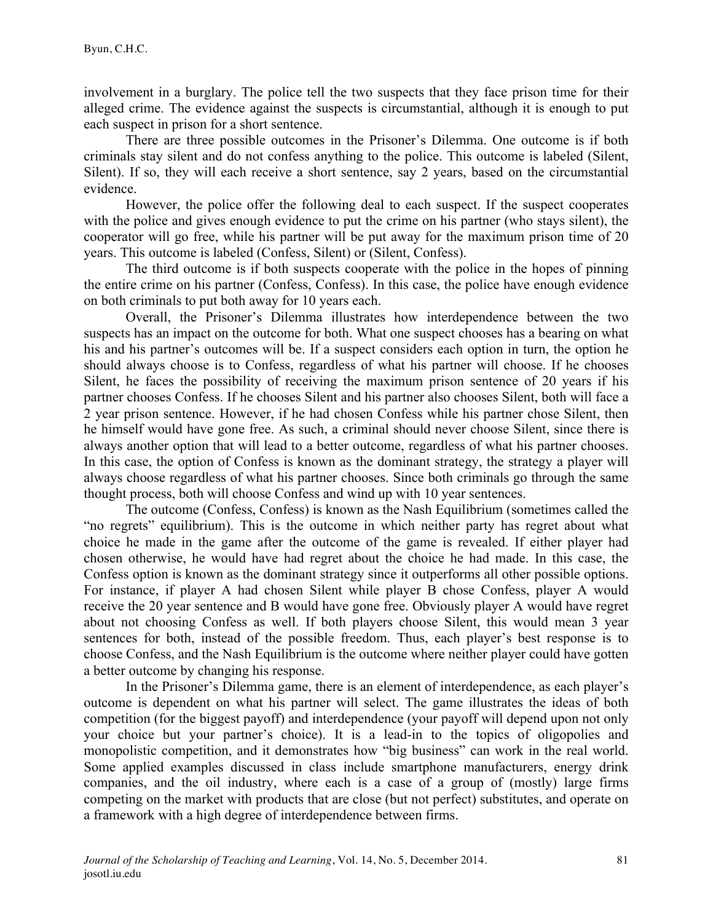involvement in a burglary. The police tell the two suspects that they face prison time for their alleged crime. The evidence against the suspects is circumstantial, although it is enough to put each suspect in prison for a short sentence.

There are three possible outcomes in the Prisoner's Dilemma. One outcome is if both criminals stay silent and do not confess anything to the police. This outcome is labeled (Silent, Silent). If so, they will each receive a short sentence, say 2 years, based on the circumstantial evidence.

However, the police offer the following deal to each suspect. If the suspect cooperates with the police and gives enough evidence to put the crime on his partner (who stays silent), the cooperator will go free, while his partner will be put away for the maximum prison time of 20 years. This outcome is labeled (Confess, Silent) or (Silent, Confess).

The third outcome is if both suspects cooperate with the police in the hopes of pinning the entire crime on his partner (Confess, Confess). In this case, the police have enough evidence on both criminals to put both away for 10 years each.

Overall, the Prisoner's Dilemma illustrates how interdependence between the two suspects has an impact on the outcome for both. What one suspect chooses has a bearing on what his and his partner's outcomes will be. If a suspect considers each option in turn, the option he should always choose is to Confess, regardless of what his partner will choose. If he chooses Silent, he faces the possibility of receiving the maximum prison sentence of 20 years if his partner chooses Confess. If he chooses Silent and his partner also chooses Silent, both will face a 2 year prison sentence. However, if he had chosen Confess while his partner chose Silent, then he himself would have gone free. As such, a criminal should never choose Silent, since there is always another option that will lead to a better outcome, regardless of what his partner chooses. In this case, the option of Confess is known as the dominant strategy, the strategy a player will always choose regardless of what his partner chooses. Since both criminals go through the same thought process, both will choose Confess and wind up with 10 year sentences.

The outcome (Confess, Confess) is known as the Nash Equilibrium (sometimes called the "no regrets" equilibrium). This is the outcome in which neither party has regret about what choice he made in the game after the outcome of the game is revealed. If either player had chosen otherwise, he would have had regret about the choice he had made. In this case, the Confess option is known as the dominant strategy since it outperforms all other possible options. For instance, if player A had chosen Silent while player B chose Confess, player A would receive the 20 year sentence and B would have gone free. Obviously player A would have regret about not choosing Confess as well. If both players choose Silent, this would mean 3 year sentences for both, instead of the possible freedom. Thus, each player's best response is to choose Confess, and the Nash Equilibrium is the outcome where neither player could have gotten a better outcome by changing his response.

In the Prisoner's Dilemma game, there is an element of interdependence, as each player's outcome is dependent on what his partner will select. The game illustrates the ideas of both competition (for the biggest payoff) and interdependence (your payoff will depend upon not only your choice but your partner's choice). It is a lead-in to the topics of oligopolies and monopolistic competition, and it demonstrates how "big business" can work in the real world. Some applied examples discussed in class include smartphone manufacturers, energy drink companies, and the oil industry, where each is a case of a group of (mostly) large firms competing on the market with products that are close (but not perfect) substitutes, and operate on a framework with a high degree of interdependence between firms.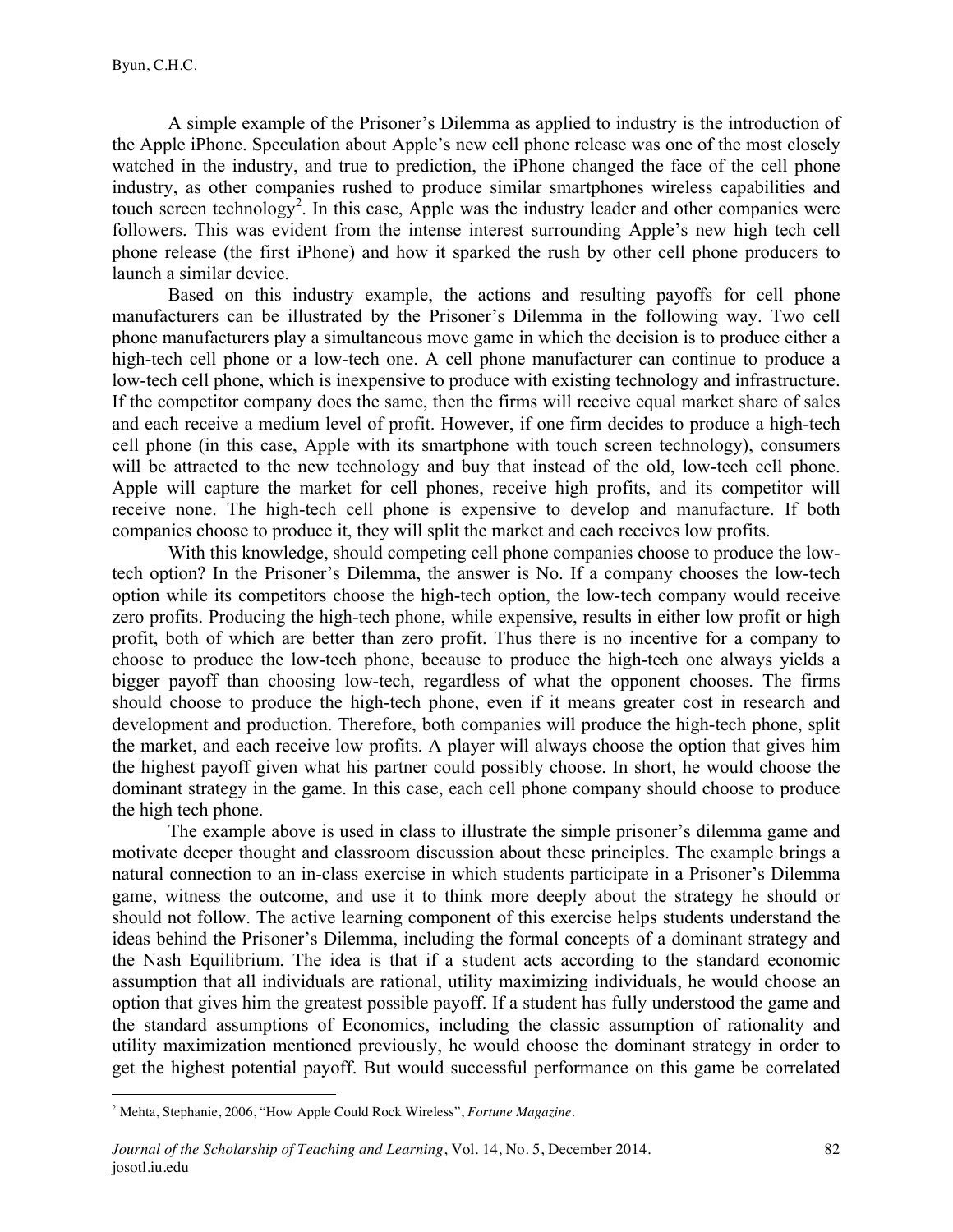A simple example of the Prisoner's Dilemma as applied to industry is the introduction of the Apple iPhone. Speculation about Apple's new cell phone release was one of the most closely watched in the industry, and true to prediction, the iPhone changed the face of the cell phone industry, as other companies rushed to produce similar smartphones wireless capabilities and touch screen technology[2]. In this case, Apple was the industry leader and other companies were followers. This was evident from the intense interest surrounding Apple's new high tech cell phone release (the first iPhone) and how it sparked the rush by other cell phone producers to launch a similar device.

Based on this industry example, the actions and resulting payoffs for cell phone manufacturers can be illustrated by the Prisoner's Dilemma in the following way. Two cell phone manufacturers play a simultaneous move game in which the decision is to produce either a high-tech cell phone or a low-tech one. A cell phone manufacturer can continue to produce a low-tech cell phone, which is inexpensive to produce with existing technology and infrastructure. If the competitor company does the same, then the firms will receive equal market share of sales and each receive a medium level of profit. However, if one firm decides to produce a high-tech cell phone (in this case, Apple with its smartphone with touch screen technology), consumers will be attracted to the new technology and buy that instead of the old, low-tech cell phone. Apple will capture the market for cell phones, receive high profits, and its competitor will receive none. The high-tech cell phone is expensive to develop and manufacture. If both companies choose to produce it, they will split the market and each receives low profits.

With this knowledge, should competing cell phone companies choose to produce the low-tech option? In the Prisoner's Dilemma, the answer is No. If a company chooses the low-tech option while its competitors choose the high-tech option, the low-tech company would receive zero profits. Producing the high-tech phone, while expensive, results in either low profit or high profit, both of which are better than zero profit. Thus there is no incentive for a company to choose to produce the low-tech phone, because to produce the high-tech one always yields a bigger payoff than choosing low-tech, regardless of what the opponent chooses. The firms should choose to produce the high-tech phone, even if it means greater cost in research and development and production. Therefore, both companies will produce the high-tech phone, split the market, and each receive low profits. A player will always choose the option that gives him the highest payoff given what his partner could possibly choose. In short, he would choose the dominant strategy in the game. In this case, each cell phone company should choose to produce the high tech phone.

The example above is used in class to illustrate the simple prisoner's dilemma game and motivate deeper thought and classroom discussion about these principles. The example brings a natural connection to an in-class exercise in which students participate in a Prisoner's Dilemma game, witness the outcome, and use it to think more deeply about the strategy he should or should not follow. The active learning component of this exercise helps students understand the ideas behind the Prisoner's Dilemma, including the formal concepts of a dominant strategy and the Nash Equilibrium. The idea is that if a student acts according to the standard economic assumption that all individuals are rational, utility maximizing individuals, he would choose an option that gives him the greatest possible payoff. If a student has fully understood the game and the standard assumptions of Economics, including the classic assumption of rationality and utility maximization mentioned previously, he would choose the dominant strategy in order to get the highest potential payoff. But would successful performance on this game be correlated

[2] Mehta, Stephanie, 2006, "How Apple Could Rock Wireless", *Fortune Magazine*.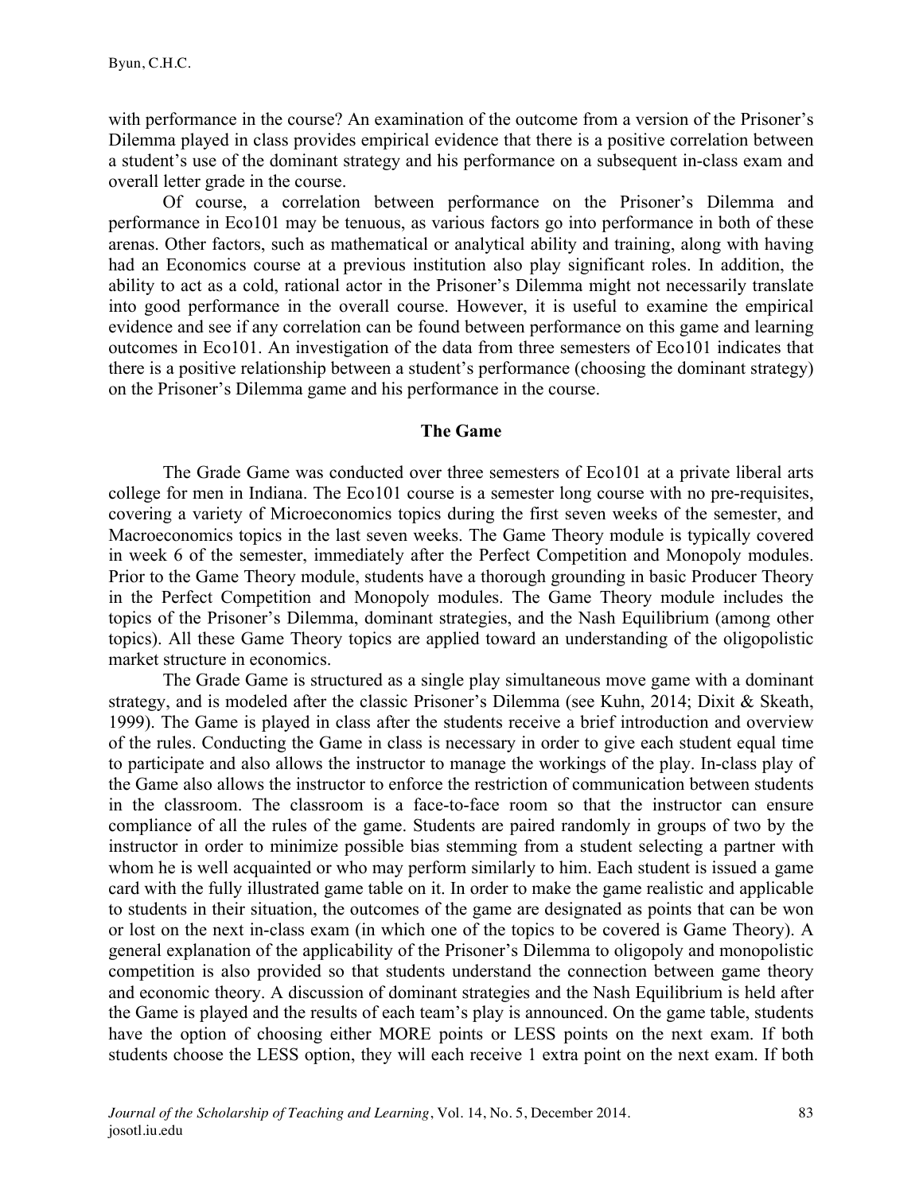with performance in the course? An examination of the outcome from a version of the Prisoner's Dilemma played in class provides empirical evidence that there is a positive correlation between a student's use of the dominant strategy and his performance on a subsequent in-class exam and overall letter grade in the course.

Of course, a correlation between performance on the Prisoner's Dilemma and performance in Eco101 may be tenuous, as various factors go into performance in both of these arenas. Other factors, such as mathematical or analytical ability and training, along with having had an Economics course at a previous institution also play significant roles. In addition, the ability to act as a cold, rational actor in the Prisoner's Dilemma might not necessarily translate into good performance in the overall course. However, it is useful to examine the empirical evidence and see if any correlation can be found between performance on this game and learning outcomes in Eco101. An investigation of the data from three semesters of Eco101 indicates that there is a positive relationship between a student's performance (choosing the dominant strategy) on the Prisoner's Dilemma game and his performance in the course.

## The Game

The Grade Game was conducted over three semesters of Eco101 at a private liberal arts college for men in Indiana. The Eco101 course is a semester long course with no pre-requisites, covering a variety of Microeconomics topics during the first seven weeks of the semester, and Macroeconomics topics in the last seven weeks. The Game Theory module is typically covered in week 6 of the semester, immediately after the Perfect Competition and Monopoly modules. Prior to the Game Theory module, students have a thorough grounding in basic Producer Theory in the Perfect Competition and Monopoly modules. The Game Theory module includes the topics of the Prisoner's Dilemma, dominant strategies, and the Nash Equilibrium (among other topics). All these Game Theory topics are applied toward an understanding of the oligopolistic market structure in economics.

The Grade Game is structured as a single play simultaneous move game with a dominant strategy, and is modeled after the classic Prisoner's Dilemma (see Kuhn, 2014; Dixit & Skeath, 1999). The Game is played in class after the students receive a brief introduction and overview of the rules. Conducting the Game in class is necessary in order to give each student equal time to participate and also allows the instructor to manage the workings of the play. In-class play of the Game also allows the instructor to enforce the restriction of communication between students in the classroom. The classroom is a face-to-face room so that the instructor can ensure compliance of all the rules of the game. Students are paired randomly in groups of two by the instructor in order to minimize possible bias stemming from a student selecting a partner with whom he is well acquainted or who may perform similarly to him. Each student is issued a game card with the fully illustrated game table on it. In order to make the game realistic and applicable to students in their situation, the outcomes of the game are designated as points that can be won or lost on the next in-class exam (in which one of the topics to be covered is Game Theory). A general explanation of the applicability of the Prisoner's Dilemma to oligopoly and monopolistic competition is also provided so that students understand the connection between game theory and economic theory. A discussion of dominant strategies and the Nash Equilibrium is held after the Game is played and the results of each team's play is announced. On the game table, students have the option of choosing either MORE points or LESS points on the next exam. If both students choose the LESS option, they will each receive 1 extra point on the next exam. If both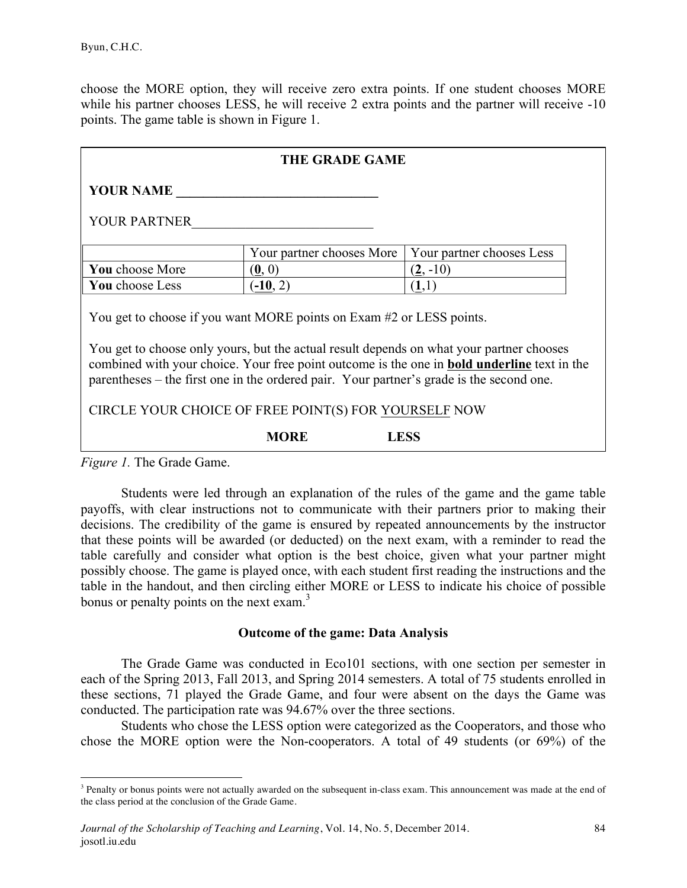choose the MORE option, they will receive zero extra points. If one student chooses MORE while his partner chooses LESS, he will receive 2 extra points and the partner will receive -10 points. The game table is shown in Figure 1.

**THE GRADE GAME**

**YOUR NAME** ______________________________

YOUR PARTNER___________________________

| | Your partner chooses More | Your partner chooses Less |
|---|---|---|
| **You** choose More | (**<u>0</u>**, 0) | (**<u>2</u>**, -10) |
| **You** choose Less | (**<u>-10</u>**, 2) | (**<u>1</u>**,1) |

You get to choose if you want MORE points on Exam #2 or LESS points.

You get to choose only yours, but the actual result depends on what your partner chooses combined with your choice. Your free point outcome is the one in **<u>bold underline</u>** text in the parentheses – the first one in the ordered pair. Your partner's grade is the second one.

CIRCLE YOUR CHOICE OF FREE POINT(S) FOR <u>YOURSELF</u> NOW

**MORE** **LESS**

*Figure 1.* The Grade Game.

Students were led through an explanation of the rules of the game and the game table payoffs, with clear instructions not to communicate with their partners prior to making their decisions. The credibility of the game is ensured by repeated announcements by the instructor that these points will be awarded (or deducted) on the next exam, with a reminder to read the table carefully and consider what option is the best choice, given what your partner might possibly choose. The game is played once, with each student first reading the instructions and the table in the handout, and then circling either MORE or LESS to indicate his choice of possible bonus or penalty points on the next exam.[3]

## Outcome of the game: Data Analysis

The Grade Game was conducted in Eco101 sections, with one section per semester in each of the Spring 2013, Fall 2013, and Spring 2014 semesters. A total of 75 students enrolled in these sections, 71 played the Grade Game, and four were absent on the days the Game was conducted. The participation rate was 94.67% over the three sections.

Students who chose the LESS option were categorized as the Cooperators, and those who chose the MORE option were the Non-cooperators. A total of 49 students (or 69%) of the

[3] Penalty or bonus points were not actually awarded on the subsequent in-class exam. This announcement was made at the end of the class period at the conclusion of the Grade Game.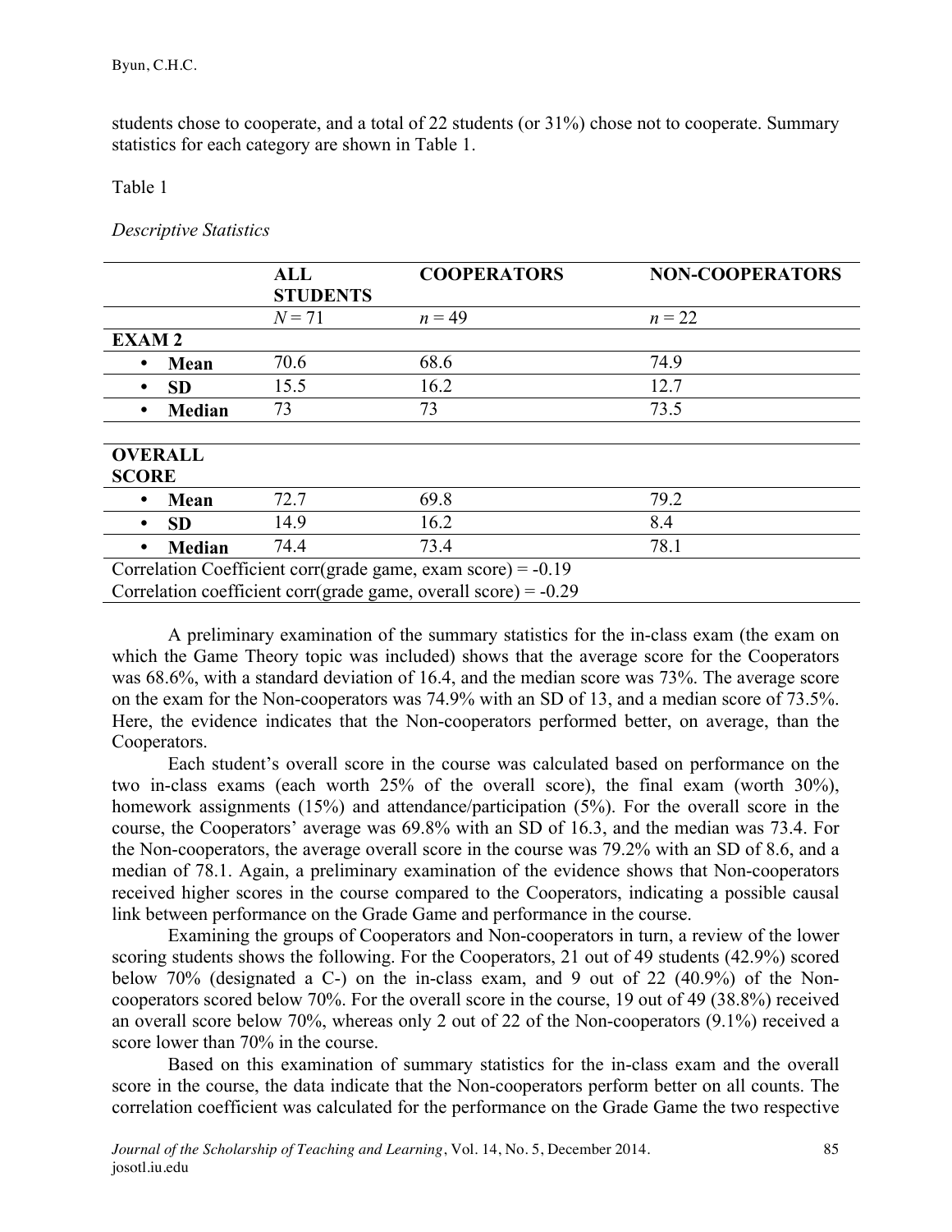students chose to cooperate, and a total of 22 students (or 31%) chose not to cooperate. Summary statistics for each category are shown in Table 1.

Table 1

*Descriptive Statistics*

| | **ALL STUDENTS** | **COOPERATORS** | **NON-COOPERATORS** |
|---|---|---|---|
| | *N* = 71 | *n* = 49 | *n* = 22 |
| **EXAM 2** | | | |
| • **Mean** | 70.6 | 68.6 | 74.9 |
| • **SD** | 15.5 | 16.2 | 12.7 |
| • **Median** | 73 | 73 | 73.5 |
| | | | |
| **OVERALL SCORE** | | | |
| • **Mean** | 72.7 | 69.8 | 79.2 |
| • **SD** | 14.9 | 16.2 | 8.4 |
| • **Median** | 74.4 | 73.4 | 78.1 |
| Correlation Coefficient corr(grade game, exam score) = -0.19 | | | |
| Correlation coefficient corr(grade game, overall score) = -0.29 | | | |

A preliminary examination of the summary statistics for the in-class exam (the exam on which the Game Theory topic was included) shows that the average score for the Cooperators was 68.6%, with a standard deviation of 16.4, and the median score was 73%. The average score on the exam for the Non-cooperators was 74.9% with an SD of 13, and a median score of 73.5%. Here, the evidence indicates that the Non-cooperators performed better, on average, than the Cooperators.

Each student's overall score in the course was calculated based on performance on the two in-class exams (each worth 25% of the overall score), the final exam (worth 30%), homework assignments (15%) and attendance/participation (5%). For the overall score in the course, the Cooperators' average was 69.8% with an SD of 16.3, and the median was 73.4. For the Non-cooperators, the average overall score in the course was 79.2% with an SD of 8.6, and a median of 78.1. Again, a preliminary examination of the evidence shows that Non-cooperators received higher scores in the course compared to the Cooperators, indicating a possible causal link between performance on the Grade Game and performance in the course.

Examining the groups of Cooperators and Non-cooperators in turn, a review of the lower scoring students shows the following. For the Cooperators, 21 out of 49 students (42.9%) scored below 70% (designated a C-) on the in-class exam, and 9 out of 22 (40.9%) of the Non-cooperators scored below 70%. For the overall score in the course, 19 out of 49 (38.8%) received an overall score below 70%, whereas only 2 out of 22 of the Non-cooperators (9.1%) received a score lower than 70% in the course.

Based on this examination of summary statistics for the in-class exam and the overall score in the course, the data indicate that the Non-cooperators perform better on all counts. The correlation coefficient was calculated for the performance on the Grade Game the two respective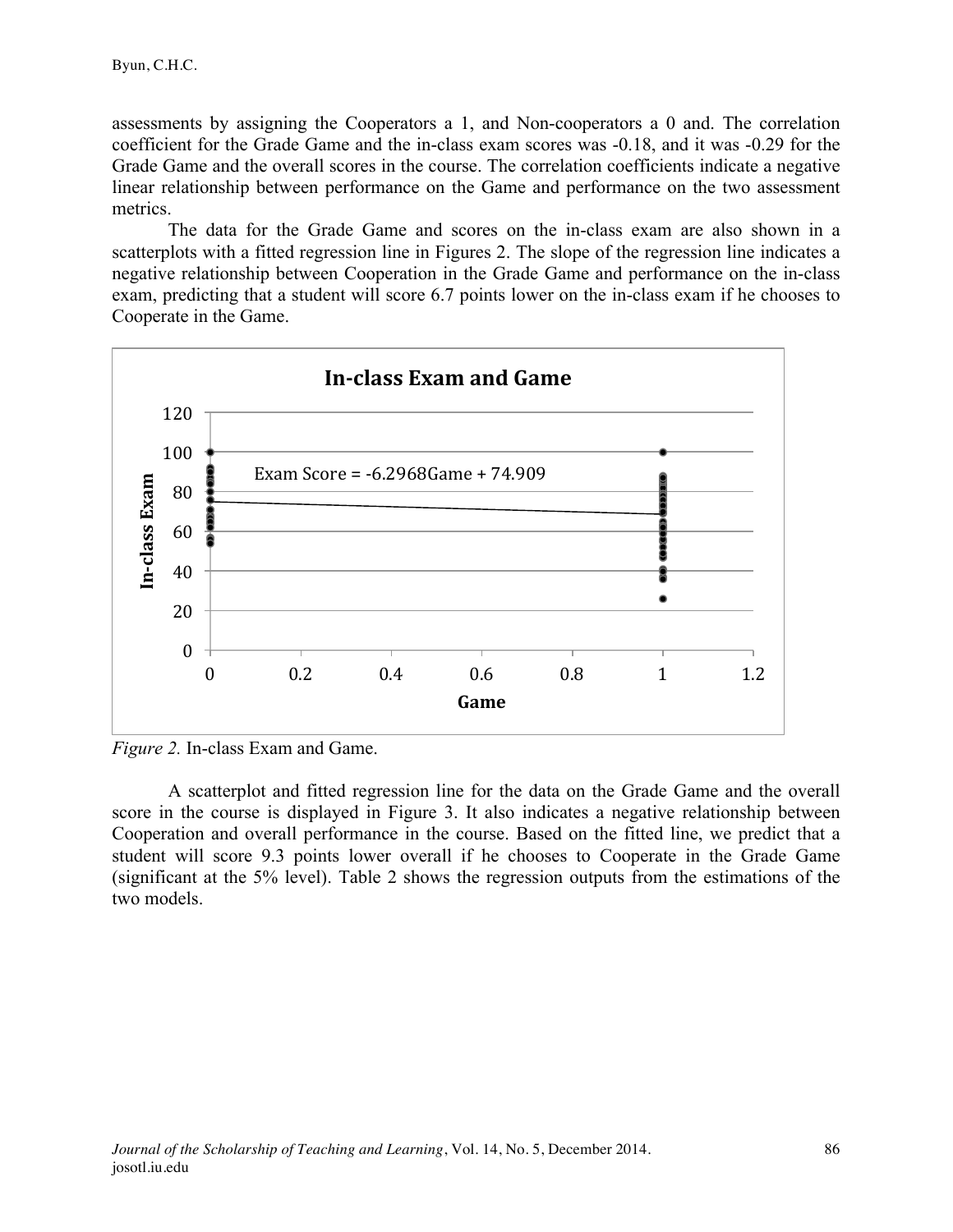assessments by assigning the Cooperators a 1, and Non-cooperators a 0 and. The correlation coefficient for the Grade Game and the in-class exam scores was -0.18, and it was -0.29 for the Grade Game and the overall scores in the course. The correlation coefficients indicate a negative linear relationship between performance on the Game and performance on the two assessment metrics.

The data for the Grade Game and scores on the in-class exam are also shown in a scatterplots with a fitted regression line in Figures 2. The slope of the regression line indicates a negative relationship between Cooperation in the Grade Game and performance on the in-class exam, predicting that a student will score 6.7 points lower on the in-class exam if he chooses to Cooperate in the Game.

*Figure 2.* In-class Exam and Game.

A scatterplot and fitted regression line for the data on the Grade Game and the overall score in the course is displayed in Figure 3. It also indicates a negative relationship between Cooperation and overall performance in the course. Based on the fitted line, we predict that a student will score 9.3 points lower overall if he chooses to Cooperate in the Grade Game (significant at the 5% level). Table 2 shows the regression outputs from the estimations of the two models.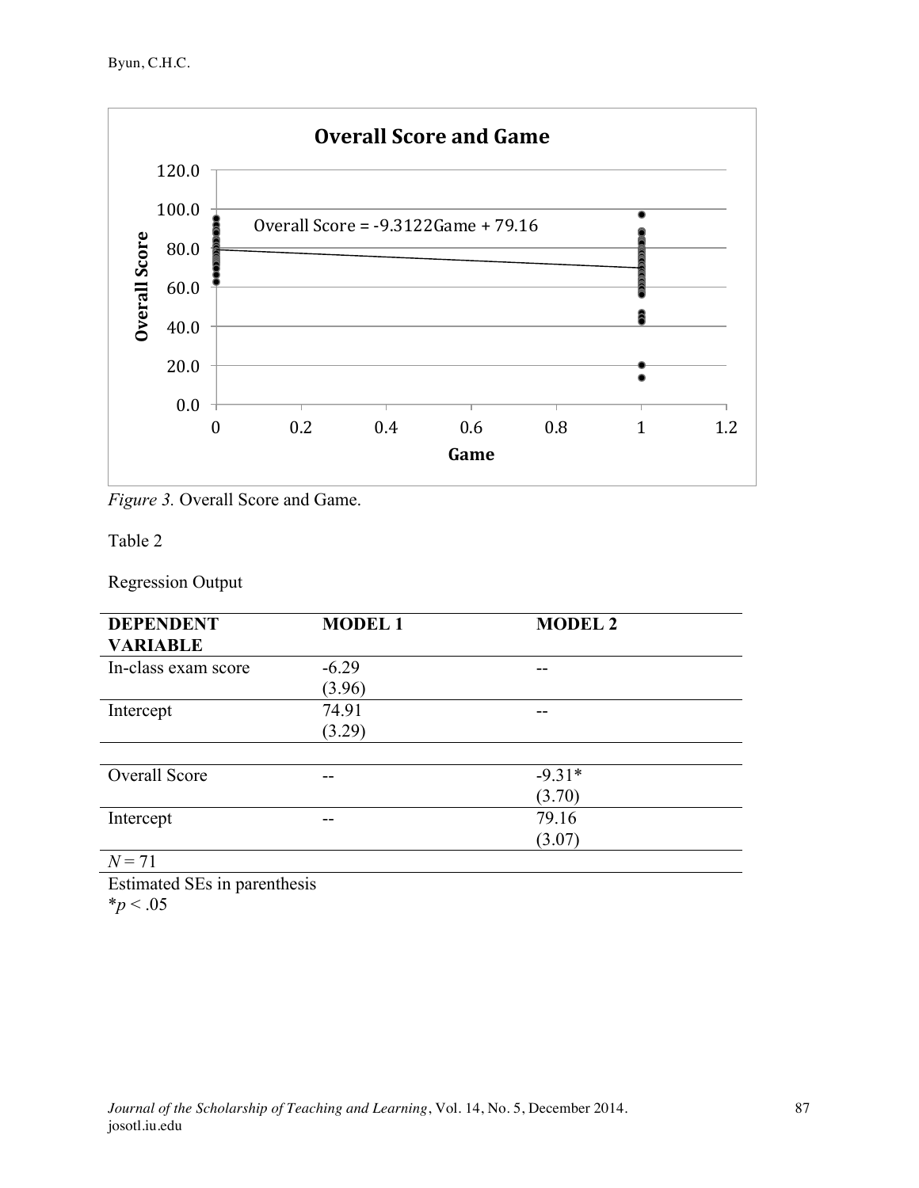*Figure 3.* Overall Score and Game.

Table 2

Regression Output

| DEPENDENT VARIABLE | MODEL 1 | MODEL 2 |
|---|---|---|
| In-class exam score | -6.29 (3.96) | -- |
| Intercept | 74.91 (3.29) | -- |
| | | |
| Overall Score | -- | -9.31* (3.70) |
| Intercept | -- | 79.16 (3.07) |
| *N* = 71 | | |

Estimated SEs in parenthesis
$^{*}p < .05$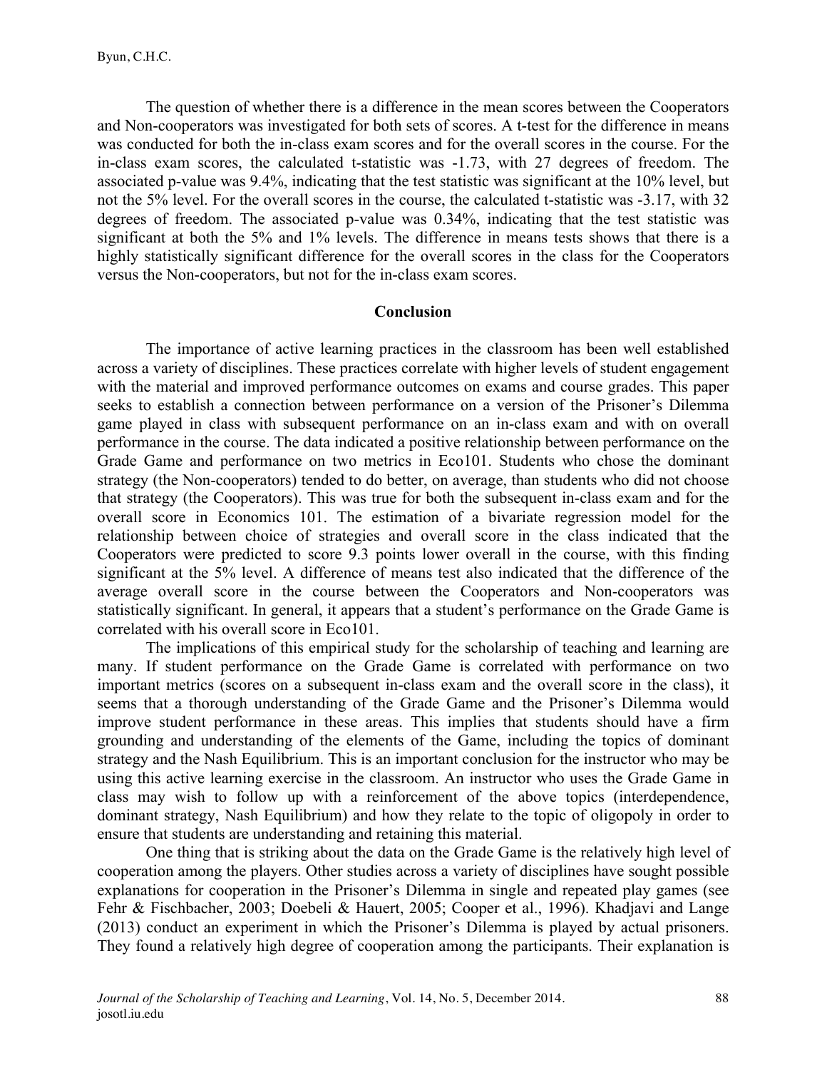The question of whether there is a difference in the mean scores between the Cooperators and Non-cooperators was investigated for both sets of scores. A t-test for the difference in means was conducted for both the in-class exam scores and for the overall scores in the course. For the in-class exam scores, the calculated t-statistic was -1.73, with 27 degrees of freedom. The associated p-value was 9.4%, indicating that the test statistic was significant at the 10% level, but not the 5% level. For the overall scores in the course, the calculated t-statistic was -3.17, with 32 degrees of freedom. The associated p-value was 0.34%, indicating that the test statistic was significant at both the 5% and 1% levels. The difference in means tests shows that there is a highly statistically significant difference for the overall scores in the class for the Cooperators versus the Non-cooperators, but not for the in-class exam scores.

## Conclusion

The importance of active learning practices in the classroom has been well established across a variety of disciplines. These practices correlate with higher levels of student engagement with the material and improved performance outcomes on exams and course grades. This paper seeks to establish a connection between performance on a version of the Prisoner's Dilemma game played in class with subsequent performance on an in-class exam and with on overall performance in the course. The data indicated a positive relationship between performance on the Grade Game and performance on two metrics in Eco101. Students who chose the dominant strategy (the Non-cooperators) tended to do better, on average, than students who did not choose that strategy (the Cooperators). This was true for both the subsequent in-class exam and for the overall score in Economics 101. The estimation of a bivariate regression model for the relationship between choice of strategies and overall score in the class indicated that the Cooperators were predicted to score 9.3 points lower overall in the course, with this finding significant at the 5% level. A difference of means test also indicated that the difference of the average overall score in the course between the Cooperators and Non-cooperators was statistically significant. In general, it appears that a student's performance on the Grade Game is correlated with his overall score in Eco101.

The implications of this empirical study for the scholarship of teaching and learning are many. If student performance on the Grade Game is correlated with performance on two important metrics (scores on a subsequent in-class exam and the overall score in the class), it seems that a thorough understanding of the Grade Game and the Prisoner's Dilemma would improve student performance in these areas. This implies that students should have a firm grounding and understanding of the elements of the Game, including the topics of dominant strategy and the Nash Equilibrium. This is an important conclusion for the instructor who may be using this active learning exercise in the classroom. An instructor who uses the Grade Game in class may wish to follow up with a reinforcement of the above topics (interdependence, dominant strategy, Nash Equilibrium) and how they relate to the topic of oligopoly in order to ensure that students are understanding and retaining this material.

One thing that is striking about the data on the Grade Game is the relatively high level of cooperation among the players. Other studies across a variety of disciplines have sought possible explanations for cooperation in the Prisoner's Dilemma in single and repeated play games (see Fehr & Fischbacher, 2003; Doebeli & Hauert, 2005; Cooper et al., 1996). Khadjavi and Lange (2013) conduct an experiment in which the Prisoner's Dilemma is played by actual prisoners. They found a relatively high degree of cooperation among the participants. Their explanation is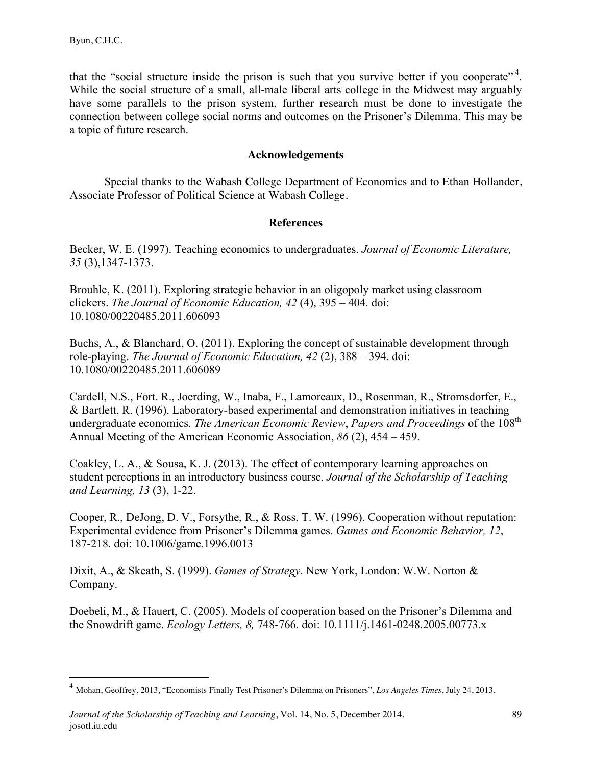that the "social structure inside the prison is such that you survive better if you cooperate"[4]. While the social structure of a small, all-male liberal arts college in the Midwest may arguably have some parallels to the prison system, further research must be done to investigate the connection between college social norms and outcomes on the Prisoner's Dilemma. This may be a topic of future research.

## Acknowledgements

Special thanks to the Wabash College Department of Economics and to Ethan Hollander, Associate Professor of Political Science at Wabash College.

## References

Becker, W. E. (1997). Teaching economics to undergraduates. *Journal of Economic Literature, 35* (3),1347-1373.

Brouhle, K. (2011). Exploring strategic behavior in an oligopoly market using classroom clickers. *The Journal of Economic Education, 42* (4), 395 – 404. doi: 10.1080/00220485.2011.606093

Buchs, A., & Blanchard, O. (2011). Exploring the concept of sustainable development through role-playing. *The Journal of Economic Education, 42* (2), 388 – 394. doi: 10.1080/00220485.2011.606089

Cardell, N.S., Fort. R., Joerding, W., Inaba, F., Lamoreaux, D., Rosenman, R., Stromsdorfer, E., & Bartlett, R. (1996). Laboratory-based experimental and demonstration initiatives in teaching undergraduate economics. *The American Economic Review*, *Papers and Proceedings* of the 108th Annual Meeting of the American Economic Association, *86* (2), 454 – 459.

Coakley, L. A., & Sousa, K. J. (2013). The effect of contemporary learning approaches on student perceptions in an introductory business course. *Journal of the Scholarship of Teaching and Learning, 13* (3), 1-22.

Cooper, R., DeJong, D. V., Forsythe, R., & Ross, T. W. (1996). Cooperation without reputation: Experimental evidence from Prisoner's Dilemma games. *Games and Economic Behavior, 12*, 187-218. doi: 10.1006/game.1996.0013

Dixit, A., & Skeath, S. (1999). *Games of Strategy*. New York, London: W.W. Norton & Company.

Doebeli, M., & Hauert, C. (2005). Models of cooperation based on the Prisoner's Dilemma and the Snowdrift game. *Ecology Letters, 8,* 748-766. doi: 10.1111/j.1461-0248.2005.00773.x

---

[4] Mohan, Geoffrey, 2013, "Economists Finally Test Prisoner's Dilemma on Prisoners", *Los Angeles Times*, July 24, 2013.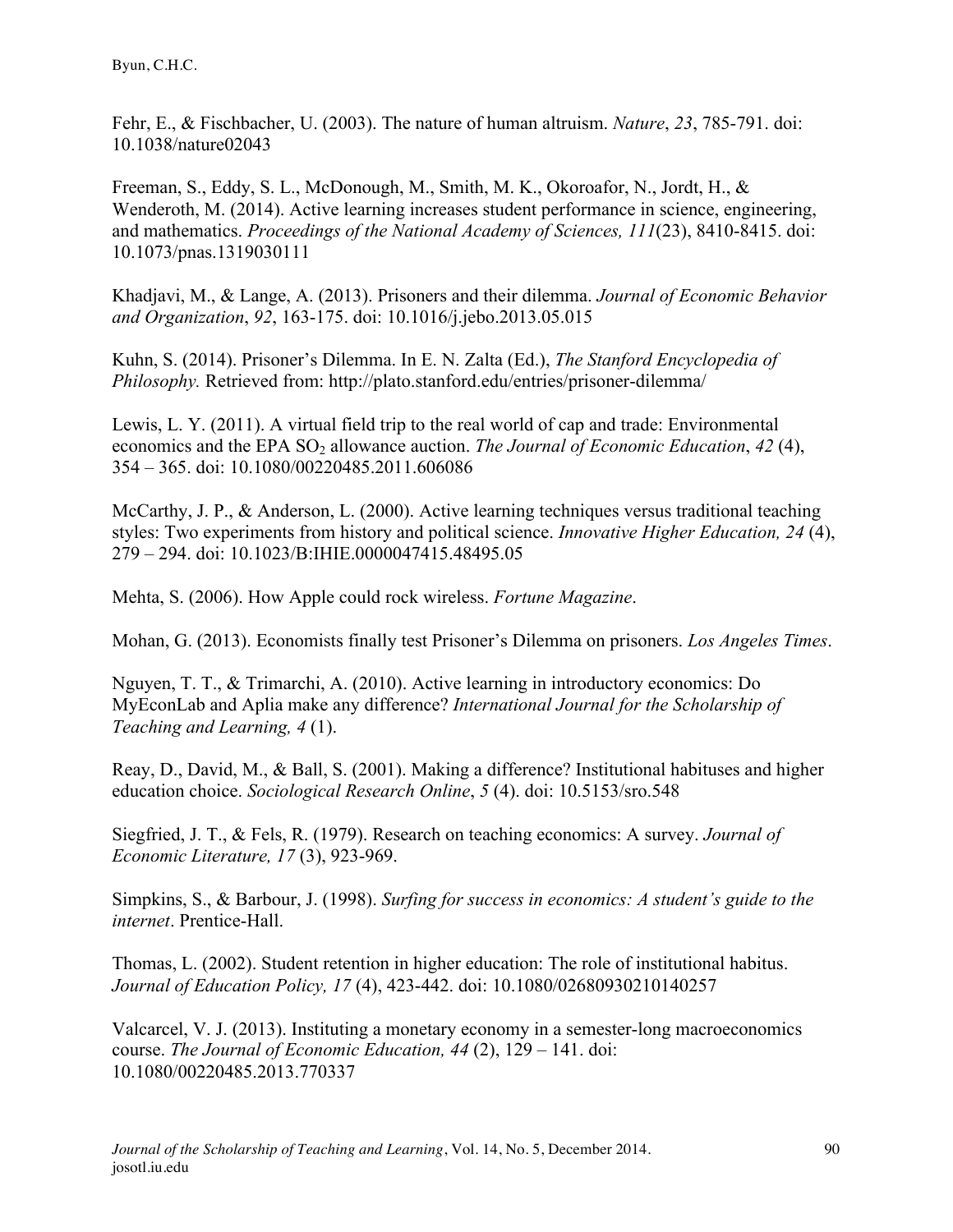Fehr, E., & Fischbacher, U. (2003). The nature of human altruism. *Nature*, *23*, 785-791. doi: 10.1038/nature02043

Freeman, S., Eddy, S. L., McDonough, M., Smith, M. K., Okoroafor, N., Jordt, H., & Wenderoth, M. (2014). Active learning increases student performance in science, engineering, and mathematics. *Proceedings of the National Academy of Sciences, 111*(23), 8410-8415. doi: 10.1073/pnas.1319030111

Khadjavi, M., & Lange, A. (2013). Prisoners and their dilemma. *Journal of Economic Behavior and Organization*, *92*, 163-175. doi: 10.1016/j.jebo.2013.05.015

Kuhn, S. (2014). Prisoner's Dilemma. In E. N. Zalta (Ed.), *The Stanford Encyclopedia of Philosophy.* Retrieved from: http://plato.stanford.edu/entries/prisoner-dilemma/

Lewis, L. Y. (2011). A virtual field trip to the real world of cap and trade: Environmental economics and the EPA $SO_2$ allowance auction. *The Journal of Economic Education*, *42* (4), 354 – 365. doi: 10.1080/00220485.2011.606086

McCarthy, J. P., & Anderson, L. (2000). Active learning techniques versus traditional teaching styles: Two experiments from history and political science. *Innovative Higher Education, 24* (4), 279 – 294. doi: 10.1023/B:IHIE.0000047415.48495.05

Mehta, S. (2006). How Apple could rock wireless. *Fortune Magazine*.

Mohan, G. (2013). Economists finally test Prisoner's Dilemma on prisoners. *Los Angeles Times*.

Nguyen, T. T., & Trimarchi, A. (2010). Active learning in introductory economics: Do MyEconLab and Aplia make any difference? *International Journal for the Scholarship of Teaching and Learning, 4* (1).

Reay, D., David, M., & Ball, S. (2001). Making a difference? Institutional habituses and higher education choice. *Sociological Research Online*, *5* (4). doi: 10.5153/sro.548

Siegfried, J. T., & Fels, R. (1979). Research on teaching economics: A survey. *Journal of Economic Literature, 17* (3), 923-969.

Simpkins, S., & Barbour, J. (1998). *Surfing for success in economics: A student's guide to the internet*. Prentice-Hall.

Thomas, L. (2002). Student retention in higher education: The role of institutional habitus. *Journal of Education Policy, 17* (4), 423-442. doi: 10.1080/02680930210140257

Valcarcel, V. J. (2013). Instituting a monetary economy in a semester-long macroeconomics course. *The Journal of Economic Education, 44* (2), 129 – 141. doi: 10.1080/00220485.2013.770337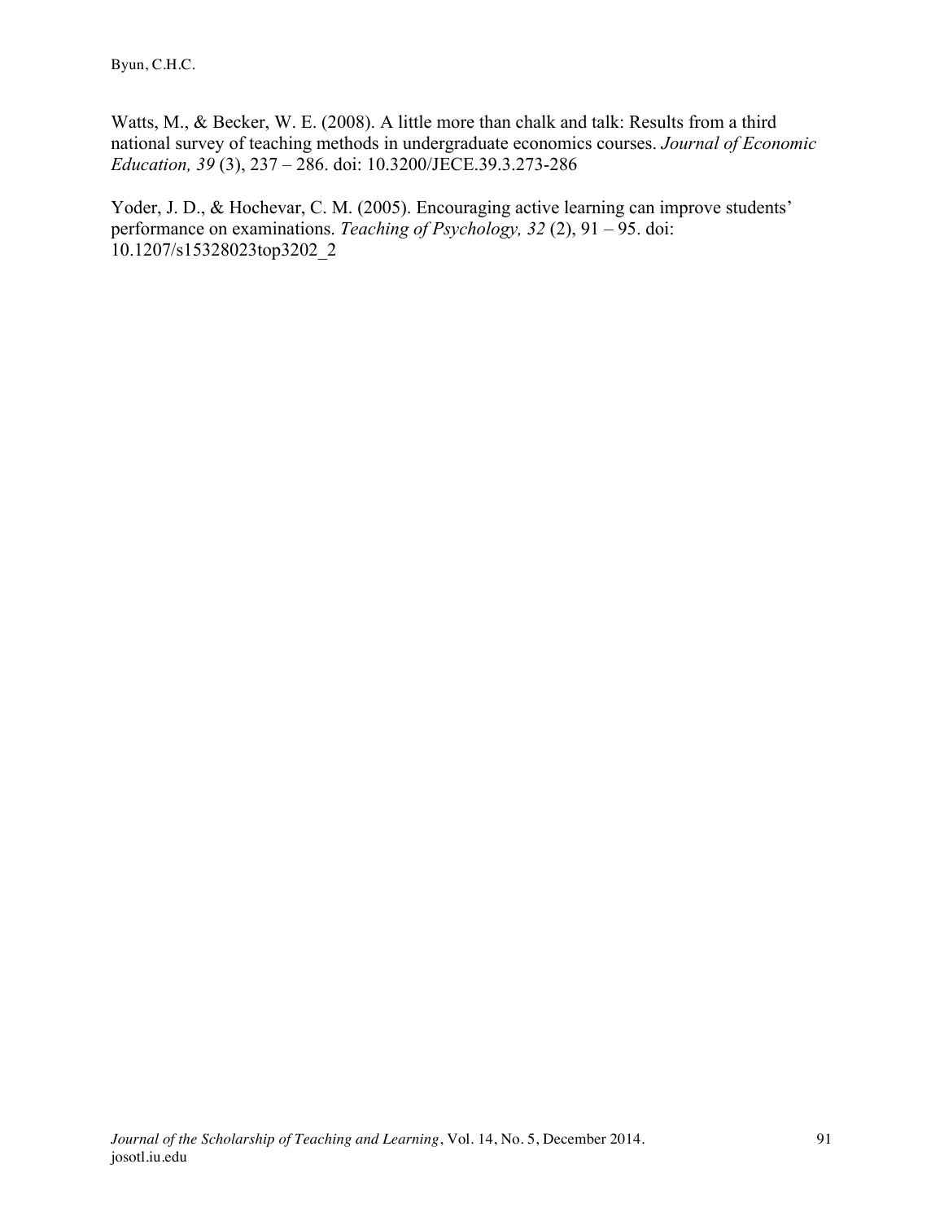Watts, M., & Becker, W. E. (2008). A little more than chalk and talk: Results from a third national survey of teaching methods in undergraduate economics courses. *Journal of Economic Education, 39* (3), 237 – 286. doi: 10.3200/JECE.39.3.273-286

Yoder, J. D., & Hochevar, C. M. (2005). Encouraging active learning can improve students' performance on examinations. *Teaching of Psychology, 32* (2), 91 – 95. doi: 10.1207/s15328023top3202_2